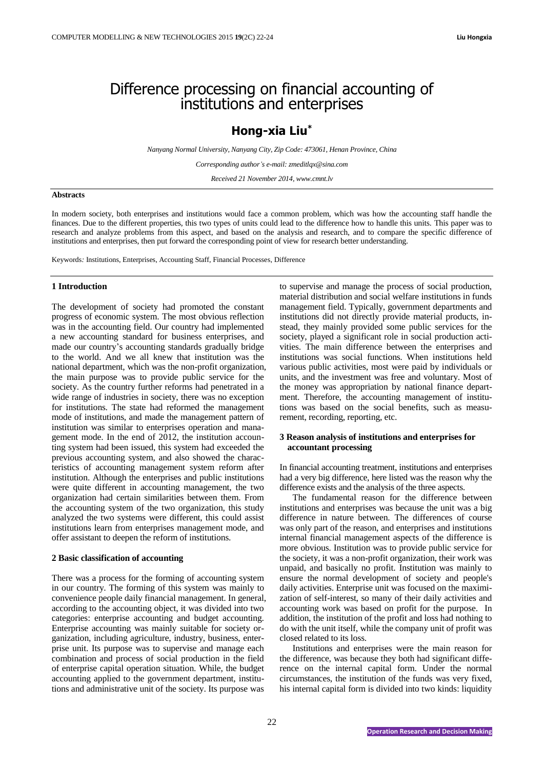# Difference processing on financial accounting of institutions and enterprises

## Hong-xia Liu*

*Nanyang Normal University, Nanyang City, Zip Code: 473061, Henan Province, China*

*Corresponding author's e-mail: zmeditlqx@sina.com*

*Received 21 November 2014, www.cmnt.lv*

**Abstracts**

In modern society, both enterprises and institutions would face a common problem, which was how the accounting staff handle the finances. Due to the different properties, this two types of units could lead to the difference how to handle this units. This paper was to research and analyze problems from this aspect, and based on the analysis and research, and to compare the specific difference of institutions and enterprises, then put forward the corresponding point of view for research better understanding.

Keywords*:* Institutions, Enterprises, Accounting Staff, Financial Processes, Difference

## 1 Introduction

The development of society had promoted the constant progress of economic system. The most obvious reflection was in the accounting field. Our country had implemented a new accounting standard for business enterprises, and made our country's accounting standards gradually bridge to the world. And we all knew that institution was the national department, which was the non-profit organization, the main purpose was to provide public service for the society. As the country further reforms had penetrated in a wide range of industries in society, there was no exception for institutions. The state had reformed the management mode of institutions, and made the management pattern of institution was similar to enterprises operation and management mode. In the end of 2012, the institution accounting system had been issued, this system had exceeded the previous accounting system, and also showed the characteristics of accounting management system reform after institution. Although the enterprises and public institutions were quite different in accounting management, the two organization had certain similarities between them. From the accounting system of the two organization, this study analyzed the two systems were different, this could assist institutions learn from enterprises management mode, and offer assistant to deepen the reform of institutions.

## 2 Basic classification of accounting

There was a process for the forming of accounting system in our country. The forming of this system was mainly to convenience people daily financial management. In general, according to the accounting object, it was divided into two categories: enterprise accounting and budget accounting. Enterprise accounting was mainly suitable for society organization, including agriculture, industry, business, enterprise unit. Its purpose was to supervise and manage each combination and process of social production in the field of enterprise capital operation situation. While, the budget accounting applied to the government department, institutions and administrative unit of the society. Its purpose was to supervise and manage the process of social production, material distribution and social welfare institutions in funds management field. Typically, government departments and institutions did not directly provide material products, instead, they mainly provided some public services for the society, played a significant role in social production activities. The main difference between the enterprises and institutions was social functions. When institutions held various public activities, most were paid by individuals or units, and the investment was free and voluntary. Most of the money was appropriation by national finance department. Therefore, the accounting management of institutions was based on the social benefits, such as measurement, recording, reporting, etc.

## 3 Reason analysis of institutions and enterprises for accountant processing

In financial accounting treatment, institutions and enterprises had a very big difference, here listed was the reason why the difference exists and the analysis of the three aspects.

The fundamental reason for the difference between institutions and enterprises was because the unit was a big difference in nature between. The differences of course was only part of the reason, and enterprises and institutions internal financial management aspects of the difference is more obvious. Institution was to provide public service for the society, it was a non-profit organization, their work was unpaid, and basically no profit. Institution was mainly to ensure the normal development of society and people's daily activities. Enterprise unit was focused on the maximization of self-interest, so many of their daily activities and accounting work was based on profit for the purpose. In addition, the institution of the profit and loss had nothing to do with the unit itself, while the company unit of profit was closed related to its loss.

Institutions and enterprises were the main reason for the difference, was because they both had significant difference on the internal capital form. Under the normal circumstances, the institution of the funds was very fixed, his internal capital form is divided into two kinds: liquidity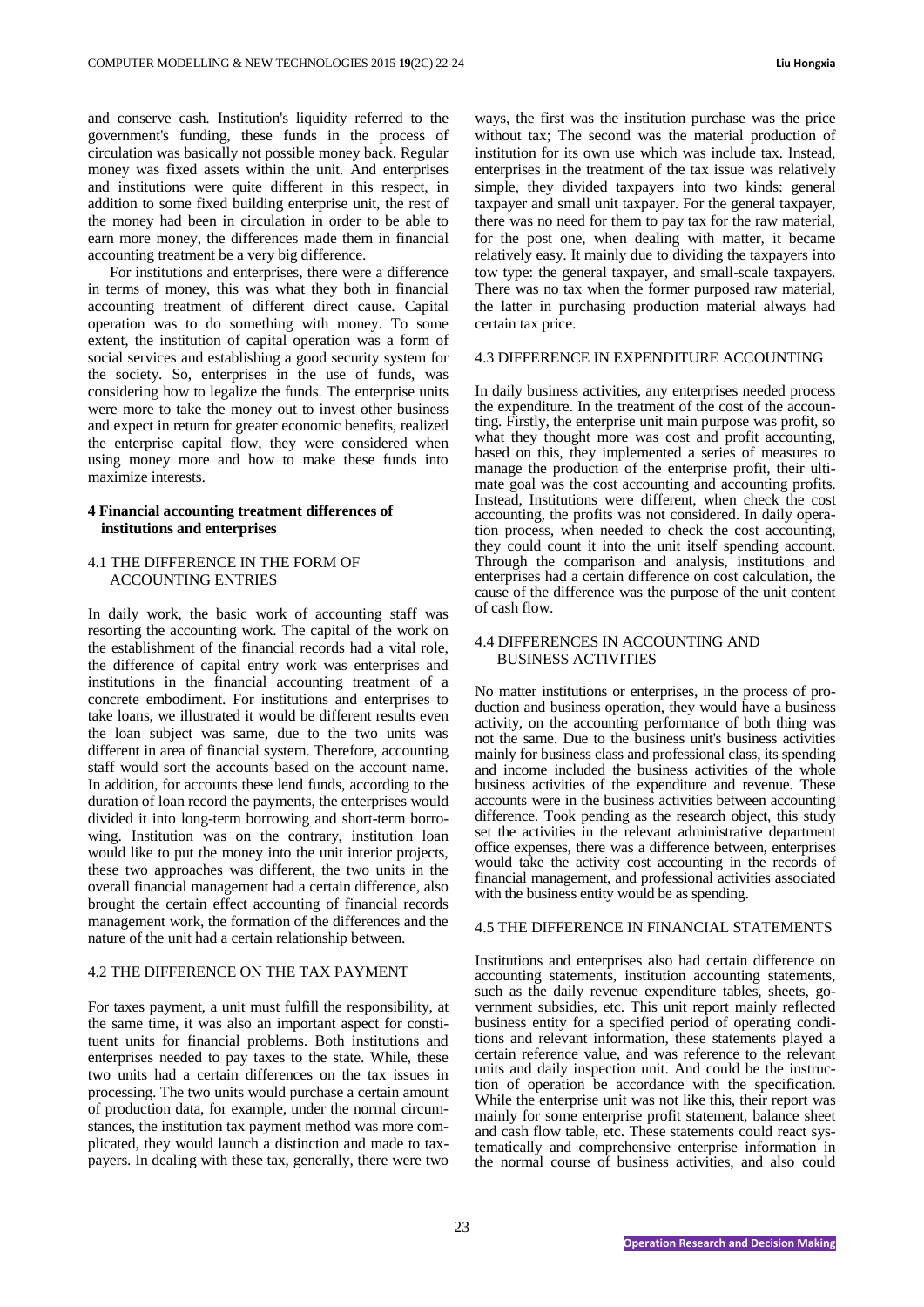and conserve cash. Institution's liquidity referred to the government's funding, these funds in the process of circulation was basically not possible money back. Regular money was fixed assets within the unit. And enterprises and institutions were quite different in this respect, in addition to some fixed building enterprise unit, the rest of the money had been in circulation in order to be able to earn more money, the differences made them in financial accounting treatment be a very big difference.

For institutions and enterprises, there were a difference in terms of money, this was what they both in financial accounting treatment of different direct cause. Capital operation was to do something with money. To some extent, the institution of capital operation was a form of social services and establishing a good security system for the society. So, enterprises in the use of funds, was considering how to legalize the funds. The enterprise units were more to take the money out to invest other business and expect in return for greater economic benefits, realized the enterprise capital flow, they were considered when using money more and how to make these funds into maximize interests.

## 4 Financial accounting treatment differences of institutions and enterprises

### 4.1 THE DIFFERENCE IN THE FORM OF ACCOUNTING ENTRIES

In daily work, the basic work of accounting staff was resorting the accounting work. The capital of the work on the establishment of the financial records had a vital role, the difference of capital entry work was enterprises and institutions in the financial accounting treatment of a concrete embodiment. For institutions and enterprises to take loans, we illustrated it would be different results even the loan subject was same, due to the two units was different in area of financial system. Therefore, accounting staff would sort the accounts based on the account name. In addition, for accounts these lend funds, according to the duration of loan record the payments, the enterprises would divided it into long-term borrowing and short-term borrowing. Institution was on the contrary, institution loan would like to put the money into the unit interior projects, these two approaches was different, the two units in the overall financial management had a certain difference, also brought the certain effect accounting of financial records management work, the formation of the differences and the nature of the unit had a certain relationship between.

### 4.2 THE DIFFERENCE ON THE TAX PAYMENT

For taxes payment, a unit must fulfill the responsibility, at the same time, it was also an important aspect for constituent units for financial problems. Both institutions and enterprises needed to pay taxes to the state. While, these two units had a certain differences on the tax issues in processing. The two units would purchase a certain amount of production data, for example, under the normal circumstances, the institution tax payment method was more complicated, they would launch a distinction and made to taxpayers. In dealing with these tax, generally, there were two ways, the first was the institution purchase was the price without tax; The second was the material production of institution for its own use which was include tax. Instead, enterprises in the treatment of the tax issue was relatively simple, they divided taxpayers into two kinds: general taxpayer and small unit taxpayer. For the general taxpayer, there was no need for them to pay tax for the raw material, for the post one, when dealing with matter, it became relatively easy. It mainly due to dividing the taxpayers into tow type: the general taxpayer, and small-scale taxpayers. There was no tax when the former purposed raw material, the latter in purchasing production material always had certain tax price.

### 4.3 DIFFERENCE IN EXPENDITURE ACCOUNTING

In daily business activities, any enterprises needed process the expenditure. In the treatment of the cost of the accounting. Firstly, the enterprise unit main purpose was profit, so what they thought more was cost and profit accounting, based on this, they implemented a series of measures to manage the production of the enterprise profit, their ultimate goal was the cost accounting and accounting profits. Instead, Institutions were different, when check the cost accounting, the profits was not considered. In daily operation process, when needed to check the cost accounting, they could count it into the unit itself spending account. Through the comparison and analysis, institutions and enterprises had a certain difference on cost calculation, the cause of the difference was the purpose of the unit content of cash flow.

### 4.4 DIFFERENCES IN ACCOUNTING AND BUSINESS ACTIVITIES

No matter institutions or enterprises, in the process of production and business operation, they would have a business activity, on the accounting performance of both thing was not the same. Due to the business unit's business activities mainly for business class and professional class, its spending and income included the business activities of the whole business activities of the expenditure and revenue. These accounts were in the business activities between accounting difference. Took pending as the research object, this study set the activities in the relevant administrative department office expenses, there was a difference between, enterprises would take the activity cost accounting in the records of financial management, and professional activities associated with the business entity would be as spending.

### 4.5 THE DIFFERENCE IN FINANCIAL STATEMENTS

Institutions and enterprises also had certain difference on accounting statements, institution accounting statements, such as the daily revenue expenditure tables, sheets, government subsidies, etc. This unit report mainly reflected business entity for a specified period of operating conditions and relevant information, these statements played a certain reference value, and was reference to the relevant units and daily inspection unit. And could be the instruction of operation be accordance with the specification. While the enterprise unit was not like this, their report was mainly for some enterprise profit statement, balance sheet and cash flow table, etc. These statements could react systematically and comprehensive enterprise information in the normal course of business activities, and also could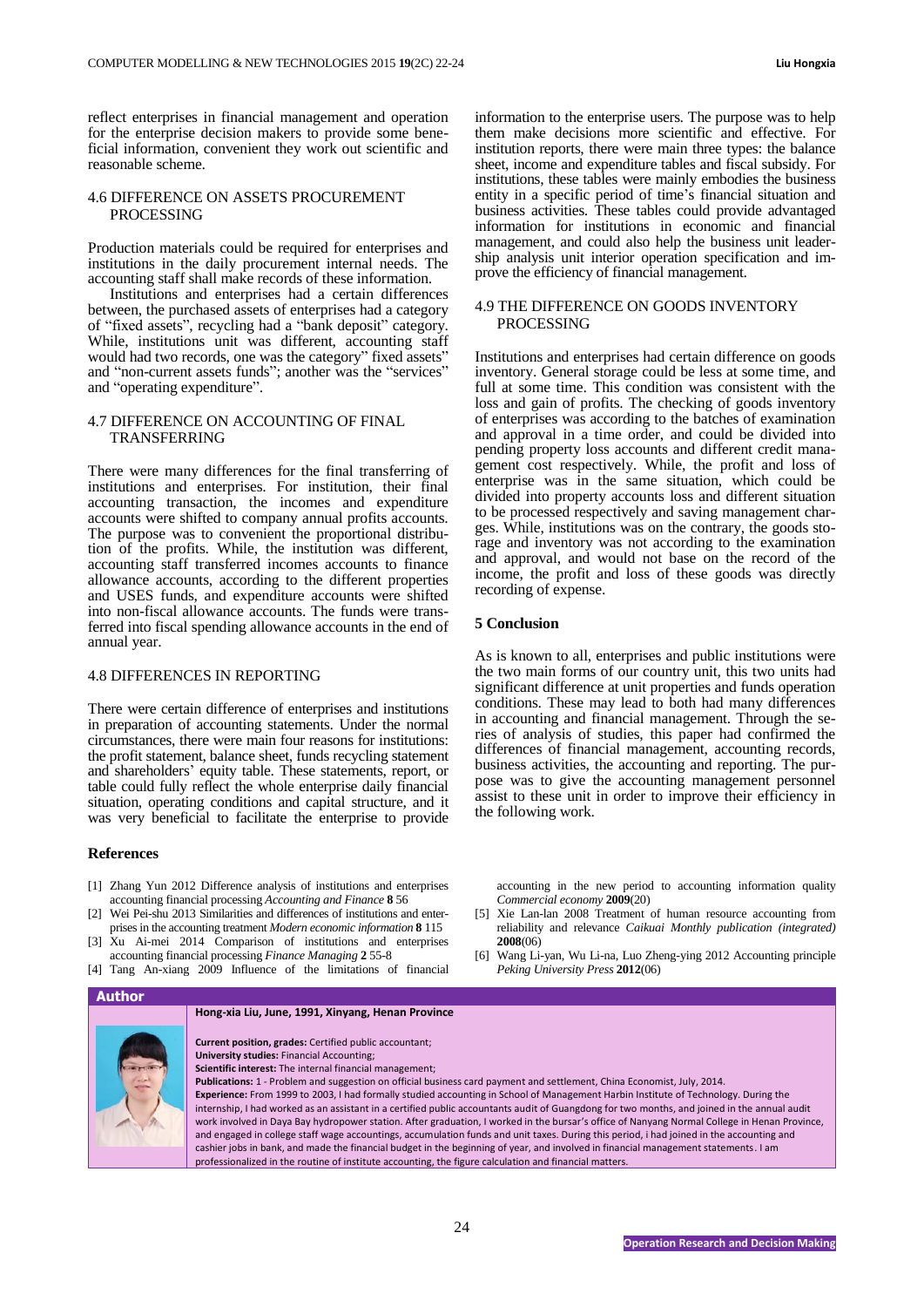reflect enterprises in financial management and operation for the enterprise decision makers to provide some beneficial information, convenient they work out scientific and reasonable scheme.

## 4.6 DIFFERENCE ON ASSETS PROCUREMENT PROCESSING

Production materials could be required for enterprises and institutions in the daily procurement internal needs. The accounting staff shall make records of these information.

Institutions and enterprises had a certain differences between, the purchased assets of enterprises had a category of "fixed assets", recycling had a "bank deposit" category. While, institutions unit was different, accounting staff would had two records, one was the category" fixed assets" and "non-current assets funds"; another was the "services" and "operating expenditure".

## 4.7 DIFFERENCE ON ACCOUNTING OF FINAL TRANSFERRING

There were many differences for the final transferring of institutions and enterprises. For institution, their final accounting transaction, the incomes and expenditure accounts were shifted to company annual profits accounts. The purpose was to convenient the proportional distribution of the profits. While, the institution was different, accounting staff transferred incomes accounts to finance allowance accounts, according to the different properties and USES funds, and expenditure accounts were shifted into non-fiscal allowance accounts. The funds were transferred into fiscal spending allowance accounts in the end of annual year.

## 4.8 DIFFERENCES IN REPORTING

There were certain difference of enterprises and institutions in preparation of accounting statements. Under the normal circumstances, there were main four reasons for institutions: the profit statement, balance sheet, funds recycling statement and shareholders' equity table. These statements, report, or table could fully reflect the whole enterprise daily financial situation, operating conditions and capital structure, and it was very beneficial to facilitate the enterprise to provide information to the enterprise users. The purpose was to help them make decisions more scientific and effective. For institution reports, there were main three types: the balance sheet, income and expenditure tables and fiscal subsidy. For institutions, these tables were mainly embodies the business entity in a specific period of time's financial situation and business activities. These tables could provide advantaged information for institutions in economic and financial management, and could also help the business unit leadership analysis unit interior operation specification and improve the efficiency of financial management.

## 4.9 THE DIFFERENCE ON GOODS INVENTORY PROCESSING

Institutions and enterprises had certain difference on goods inventory. General storage could be less at some time, and full at some time. This condition was consistent with the loss and gain of profits. The checking of goods inventory of enterprises was according to the batches of examination and approval in a time order, and could be divided into pending property loss accounts and different credit management cost respectively. While, the profit and loss of enterprise was in the same situation, which could be divided into property accounts loss and different situation to be processed respectively and saving management charges. While, institutions was on the contrary, the goods storage and inventory was not according to the examination and approval, and would not base on the record of the income, the profit and loss of these goods was directly recording of expense.

# 5 Conclusion

As is known to all, enterprises and public institutions were the two main forms of our country unit, this two units had significant difference at unit properties and funds operation conditions. These may lead to both had many differences in accounting and financial management. Through the series of analysis of studies, this paper had confirmed the differences of financial management, accounting records, business activities, the accounting and reporting. The purpose was to give the accounting management personnel assist to these unit in order to improve their efficiency in the following work.

# References

[1] Zhang Yun 2012 Difference analysis of institutions and enterprises accounting financial processing *Accounting and Finance* **8** 56

[2] Wei Pei-shu 2013 Similarities and differences of institutions and enterprises in the accounting treatment *Modern economic information* **8** 115

[3] Xu Ai-mei 2014 Comparison of institutions and enterprises accounting financial processing *Finance Managing* **2** 55-8

[4] Tang An-xiang 2009 Influence of the limitations of financial accounting in the new period to accounting information quality *Commercial economy* **2009**(20)

[5] Xie Lan-lan 2008 Treatment of human resource accounting from reliability and relevance *Caikuai Monthly publication (integrated)* **2008**(06)

[6] Wang Li-yan, Wu Li-na, Luo Zheng-ying 2012 Accounting principle *Peking University Press* **2012**(06)

**Author**

**Hong-xia Liu, June, 1991, Xinyang, Henan Province**

**Current position, grades:** Certified public accountant;
**University studies:** Financial Accounting;
**Scientific interest:** The internal financial management;
**Publications:** 1 - Problem and suggestion on official business card payment and settlement, China Economist, July, 2014.
**Experience:** From 1999 to 2003, I had formally studied accounting in School of Management Harbin Institute of Technology. During the internship, I had worked as an assistant in a certified public accountants audit of Guangdong for two months, and joined in the annual audit work involved in Daya Bay hydropower station. After graduation, I worked in the bursar's office of Nanyang Normal College in Henan Province, and engaged in college staff wage accountings, accumulation funds and unit taxes. During this period, i had joined in the accounting and cashier jobs in bank, and made the financial budget in the beginning of year, and involved in financial management statements. I am professionalized in the routine of institute accounting, the figure calculation and financial matters.